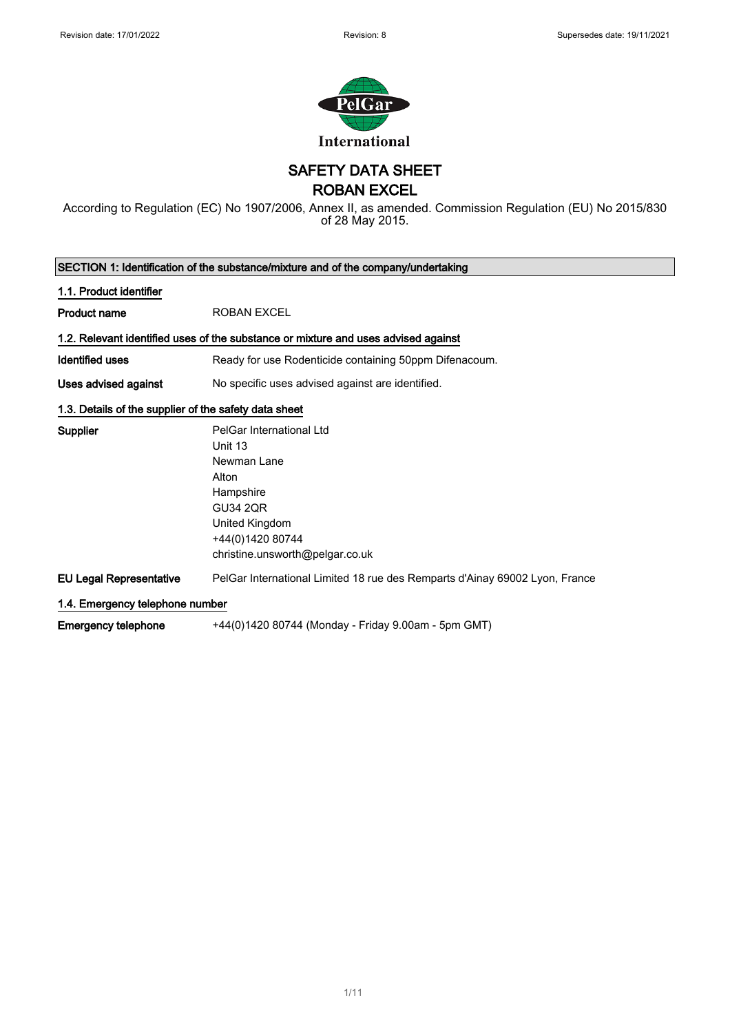Revision date: 17/01/2022 Revision: 8 Supersedes date: 19/11/2021

PelGar International

# SAFETY DATA SHEET
# ROBAN EXCEL

According to Regulation (EC) No 1907/2006, Annex II, as amended. Commission Regulation (EU) No 2015/830 of 28 May 2015.

## SECTION 1: Identification of the substance/mixture and of the company/undertaking

### 1.1. Product identifier

**Product name** ROBAN EXCEL

### 1.2. Relevant identified uses of the substance or mixture and uses advised against

**Identified uses** Ready for use Rodenticide containing 50ppm Difenacoum.

**Uses advised against** No specific uses advised against are identified.

### 1.3. Details of the supplier of the safety data sheet

**Supplier**
PelGar International Ltd
Unit 13
Newman Lane
Alton
Hampshire
GU34 2QR
United Kingdom
+44(0)1420 80744
christine.unsworth@pelgar.co.uk

**EU Legal Representative** PelGar International Limited 18 rue des Remparts d'Ainay 69002 Lyon, France

### 1.4. Emergency telephone number

**Emergency telephone** +44(0)1420 80744 (Monday - Friday 9.00am - 5pm GMT)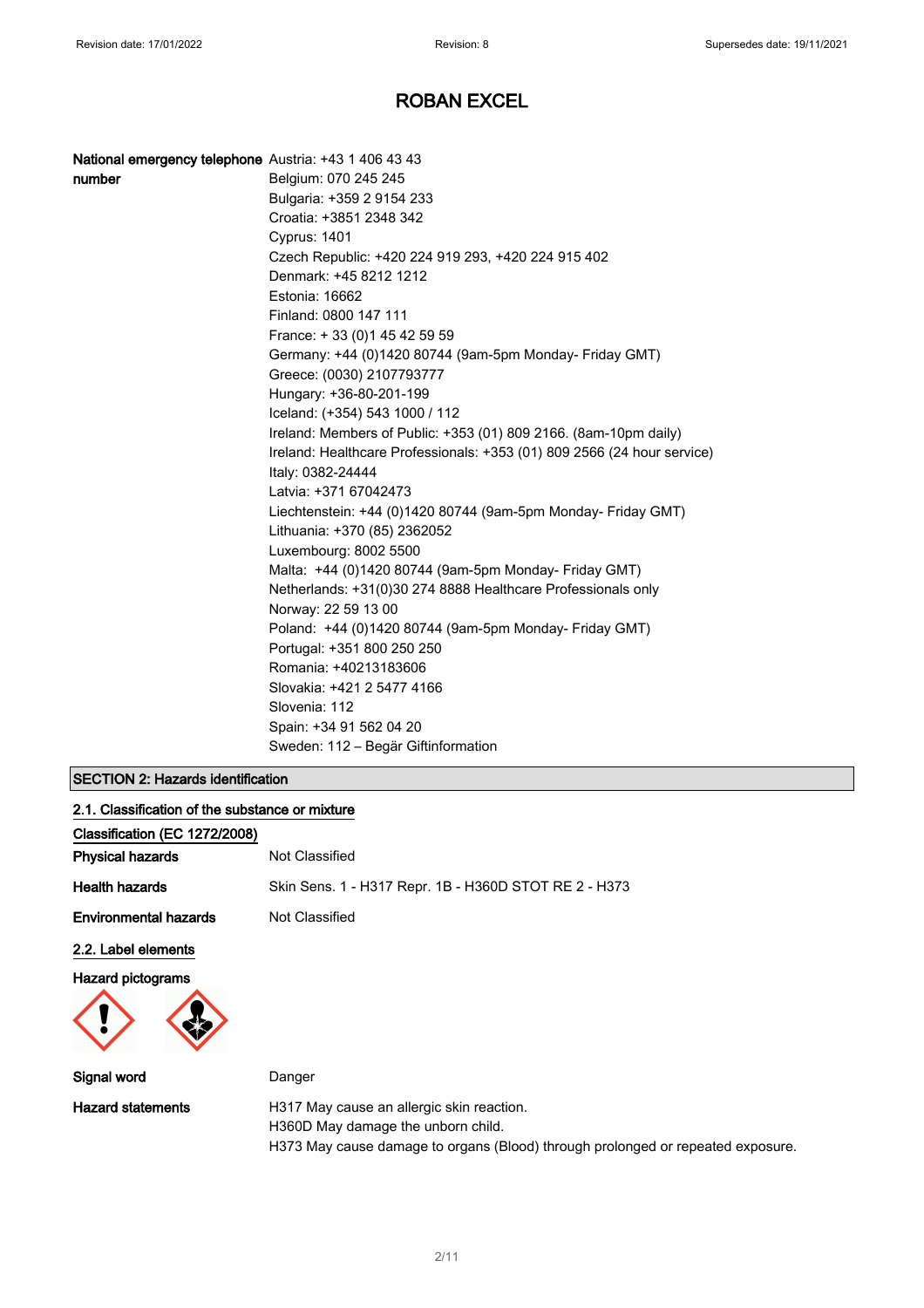# ROBAN EXCEL

**National emergency telephone number**

Austria: +43 1 406 43 43
Belgium: 070 245 245
Bulgaria: +359 2 9154 233
Croatia: +3851 2348 342
Cyprus: 1401
Czech Republic: +420 224 919 293, +420 224 915 402
Denmark: +45 8212 1212
Estonia: 16662
Finland: 0800 147 111
France: + 33 (0)1 45 42 59 59
Germany: +44 (0)1420 80744 (9am-5pm Monday- Friday GMT)
Greece: (0030) 2107793777
Hungary: +36-80-201-199
Iceland: (+354) 543 1000 / 112
Ireland: Members of Public: +353 (01) 809 2166. (8am-10pm daily)
Ireland: Healthcare Professionals: +353 (01) 809 2566 (24 hour service)
Italy: 0382-24444
Latvia: +371 67042473
Liechtenstein: +44 (0)1420 80744 (9am-5pm Monday- Friday GMT)
Lithuania: +370 (85) 2362052
Luxembourg: 8002 5500
Malta: +44 (0)1420 80744 (9am-5pm Monday- Friday GMT)
Netherlands: +31(0)30 274 8888 Healthcare Professionals only
Norway: 22 59 13 00
Poland: +44 (0)1420 80744 (9am-5pm Monday- Friday GMT)
Portugal: +351 800 250 250
Romania: +40213183606
Slovakia: +421 2 5477 4166
Slovenia: 112
Spain: +34 91 562 04 20
Sweden: 112 – Begär Giftinformation

## SECTION 2: Hazards identification

### 2.1. Classification of the substance or mixture

**Classification (EC 1272/2008)**

**Physical hazards** Not Classified

**Health hazards** Skin Sens. 1 - H317 Repr. 1B - H360D STOT RE 2 - H373

**Environmental hazards** Not Classified

### 2.2. Label elements

**Hazard pictograms**

**Signal word** Danger

**Hazard statements**

H317 May cause an allergic skin reaction.
H360D May damage the unborn child.
H373 May cause damage to organs (Blood) through prolonged or repeated exposure.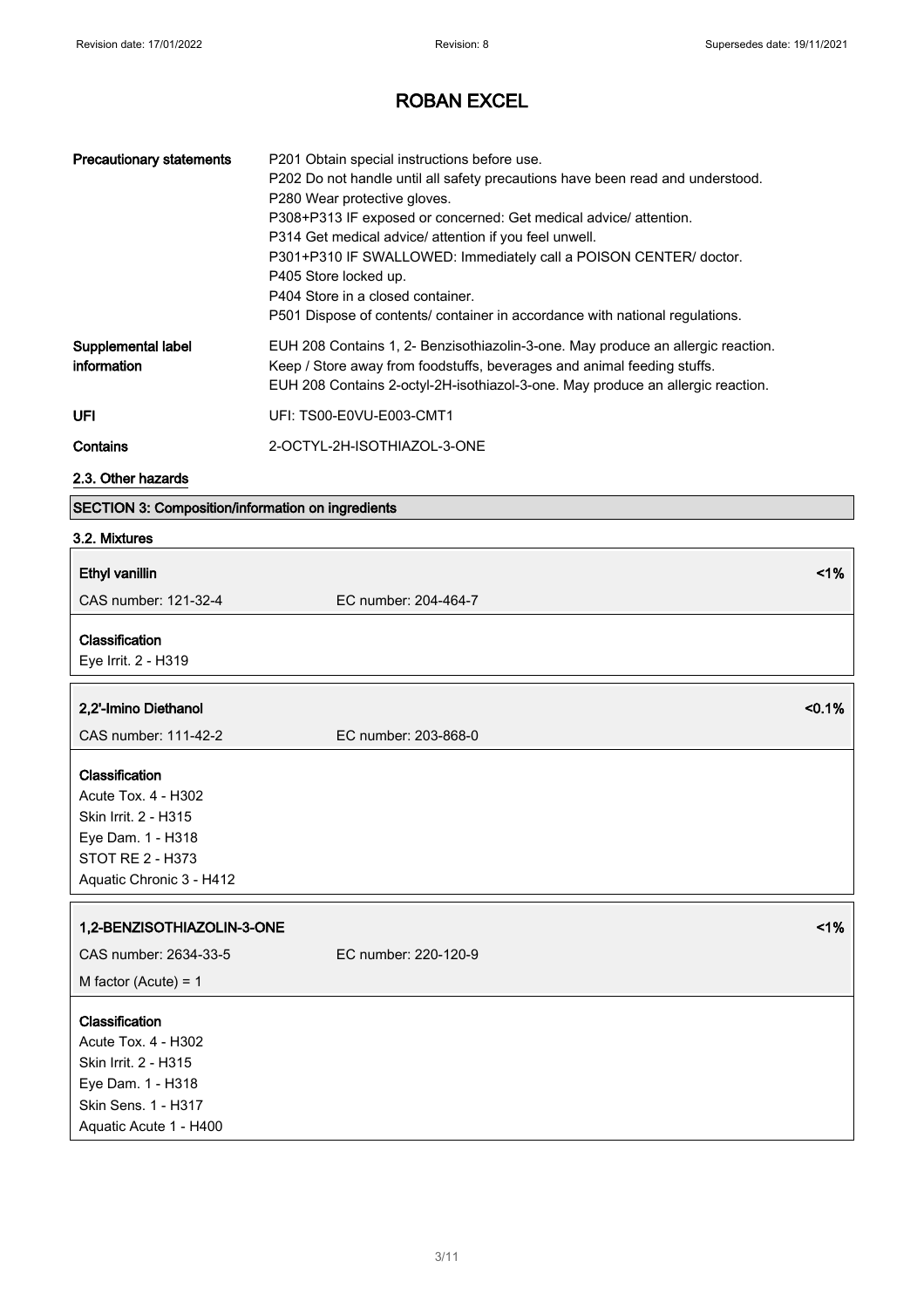| | |
|---|---|
| **Precautionary statements** | P201 Obtain special instructions before use.<br>P202 Do not handle until all safety precautions have been read and understood.<br>P280 Wear protective gloves.<br>P308+P313 IF exposed or concerned: Get medical advice/ attention.<br>P314 Get medical advice/ attention if you feel unwell.<br>P301+P310 IF SWALLOWED: Immediately call a POISON CENTER/ doctor.<br>P405 Store locked up.<br>P404 Store in a closed container.<br>P501 Dispose of contents/ container in accordance with national regulations. |
| **Supplemental label information** | EUH 208 Contains 1, 2- Benzisothiazolin-3-one. May produce an allergic reaction.<br>Keep / Store away from foodstuffs, beverages and animal feeding stuffs.<br>EUH 208 Contains 2-octyl-2H-isothiazol-3-one. May produce an allergic reaction. |
| **UFI** | UFI: TS00-E0VU-E003-CMT1 |
| **Contains** | 2-OCTYL-2H-ISOTHIAZOL-3-ONE |

### 2.3. Other hazards

## SECTION 3: Composition/information on ingredients

### 3.2. Mixtures

**Ethyl vanillin** <1%

CAS number: 121-32-4 EC number: 204-464-7

**Classification**

Eye Irrit. 2 - H319

**2,2'-Imino Diethanol** <0.1%

CAS number: 111-42-2 EC number: 203-868-0

**Classification**

Acute Tox. 4 - H302
Skin Irrit. 2 - H315
Eye Dam. 1 - H318
STOT RE 2 - H373
Aquatic Chronic 3 - H412

**1,2-BENZISOTHIAZOLIN-3-ONE** <1%

CAS number: 2634-33-5 EC number: 220-120-9

M factor (Acute) = 1

**Classification**

Acute Tox. 4 - H302
Skin Irrit. 2 - H315
Eye Dam. 1 - H318
Skin Sens. 1 - H317
Aquatic Acute 1 - H400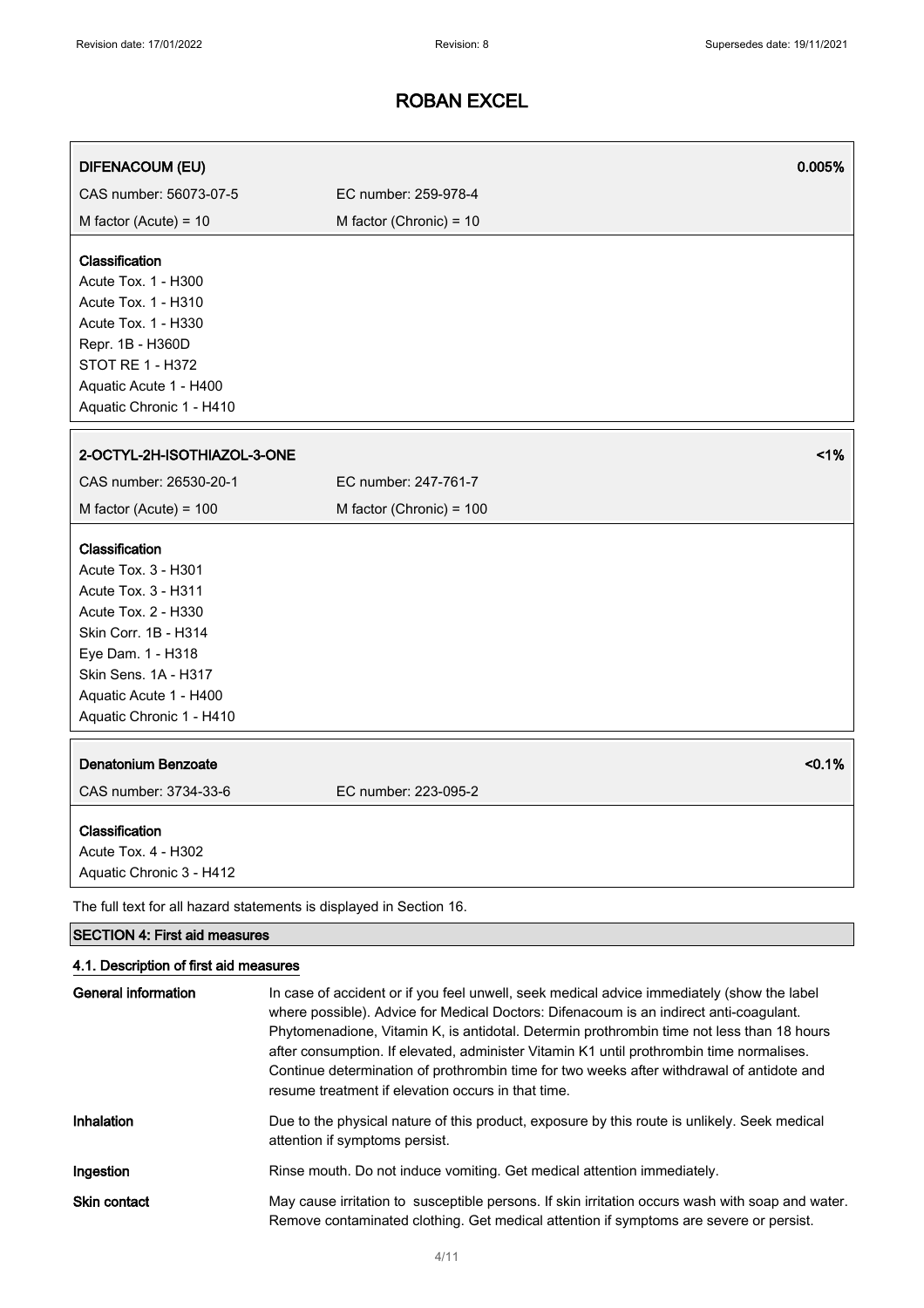# ROBAN EXCEL

| **DIFENACOUM (EU)** | | **0.005%** |
|---|---|---|
| CAS number: 56073-07-5 | EC number: 259-978-4 | |
| M factor (Acute) = 10 | M factor (Chronic) = 10 | |

**Classification**
Acute Tox. 1 - H300
Acute Tox. 1 - H310
Acute Tox. 1 - H330
Repr. 1B - H360D
STOT RE 1 - H372
Aquatic Acute 1 - H400
Aquatic Chronic 1 - H410

| **2-OCTYL-2H-ISOTHIAZOL-3-ONE** | | **<1%** |
|---|---|---|
| CAS number: 26530-20-1 | EC number: 247-761-7 | |
| M factor (Acute) = 100 | M factor (Chronic) = 100 | |

**Classification**
Acute Tox. 3 - H301
Acute Tox. 3 - H311
Acute Tox. 2 - H330
Skin Corr. 1B - H314
Eye Dam. 1 - H318
Skin Sens. 1A - H317
Aquatic Acute 1 - H400
Aquatic Chronic 1 - H410

| **Denatonium Benzoate** | | **<0.1%** |
|---|---|---|
| CAS number: 3734-33-6 | EC number: 223-095-2 | |

**Classification**
Acute Tox. 4 - H302
Aquatic Chronic 3 - H412

The full text for all hazard statements is displayed in Section 16.

## SECTION 4: First aid measures

### 4.1. Description of first aid measures

| | |
|---|---|
| **General information** | In case of accident or if you feel unwell, seek medical advice immediately (show the label where possible). Advice for Medical Doctors: Difenacoum is an indirect anti-coagulant. Phytomenadione, Vitamin K, is antidotal. Determin prothrombin time not less than 18 hours after consumption. If elevated, administer Vitamin K1 until prothrombin time normalises. Continue determination of prothrombin time for two weeks after withdrawal of antidote and resume treatment if elevation occurs in that time. |
| **Inhalation** | Due to the physical nature of this product, exposure by this route is unlikely. Seek medical attention if symptoms persist. |
| **Ingestion** | Rinse mouth. Do not induce vomiting. Get medical attention immediately. |
| **Skin contact** | May cause irritation to susceptible persons. If skin irritation occurs wash with soap and water. Remove contaminated clothing. Get medical attention if symptoms are severe or persist. |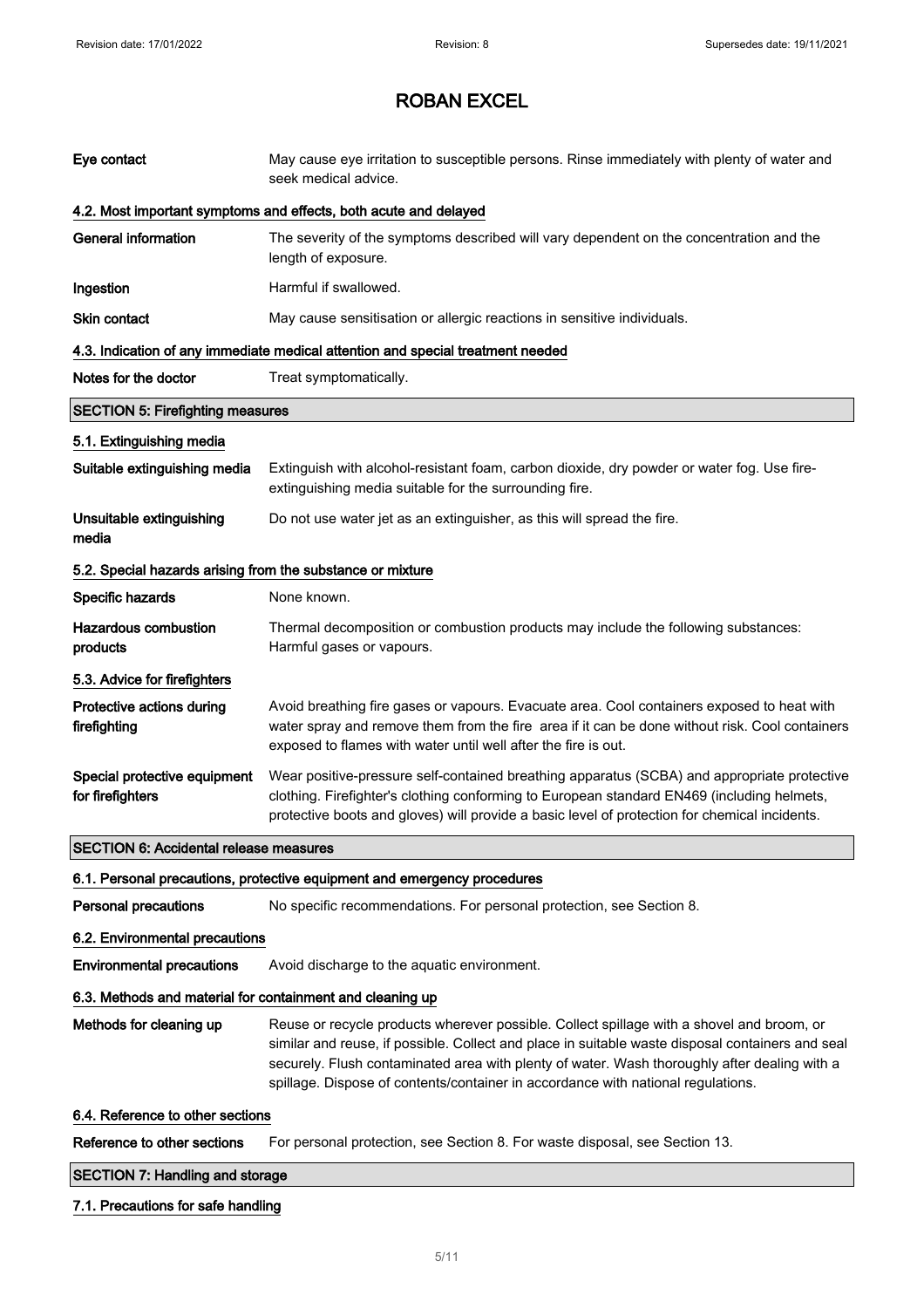# ROBAN EXCEL

| | |
|---|---|
| **Eye contact** | May cause eye irritation to susceptible persons. Rinse immediately with plenty of water and seek medical advice. |

### 4.2. Most important symptoms and effects, both acute and delayed

| | |
|---|---|
| **General information** | The severity of the symptoms described will vary dependent on the concentration and the length of exposure. |
| **Ingestion** | Harmful if swallowed. |
| **Skin contact** | May cause sensitisation or allergic reactions in sensitive individuals. |

### 4.3. Indication of any immediate medical attention and special treatment needed

| | |
|---|---|
| **Notes for the doctor** | Treat symptomatically. |

## SECTION 5: Firefighting measures

### 5.1. Extinguishing media

| | |
|---|---|
| **Suitable extinguishing media** | Extinguish with alcohol-resistant foam, carbon dioxide, dry powder or water fog. Use fire-extinguishing media suitable for the surrounding fire. |
| **Unsuitable extinguishing media** | Do not use water jet as an extinguisher, as this will spread the fire. |

### 5.2. Special hazards arising from the substance or mixture

| | |
|---|---|
| **Specific hazards** | None known. |
| **Hazardous combustion products** | Thermal decomposition or combustion products may include the following substances: Harmful gases or vapours. |

### 5.3. Advice for firefighters

| | |
|---|---|
| **Protective actions during firefighting** | Avoid breathing fire gases or vapours. Evacuate area. Cool containers exposed to heat with water spray and remove them from the fire area if it can be done without risk. Cool containers exposed to flames with water until well after the fire is out. |
| **Special protective equipment for firefighters** | Wear positive-pressure self-contained breathing apparatus (SCBA) and appropriate protective clothing. Firefighter's clothing conforming to European standard EN469 (including helmets, protective boots and gloves) will provide a basic level of protection for chemical incidents. |

## SECTION 6: Accidental release measures

### 6.1. Personal precautions, protective equipment and emergency procedures

| | |
|---|---|
| **Personal precautions** | No specific recommendations. For personal protection, see Section 8. |

### 6.2. Environmental precautions

| | |
|---|---|
| **Environmental precautions** | Avoid discharge to the aquatic environment. |

### 6.3. Methods and material for containment and cleaning up

| | |
|---|---|
| **Methods for cleaning up** | Reuse or recycle products wherever possible. Collect spillage with a shovel and broom, or similar and reuse, if possible. Collect and place in suitable waste disposal containers and seal securely. Flush contaminated area with plenty of water. Wash thoroughly after dealing with a spillage. Dispose of contents/container in accordance with national regulations. |

### 6.4. Reference to other sections

| | |
|---|---|
| **Reference to other sections** | For personal protection, see Section 8. For waste disposal, see Section 13. |

## SECTION 7: Handling and storage

### 7.1. Precautions for safe handling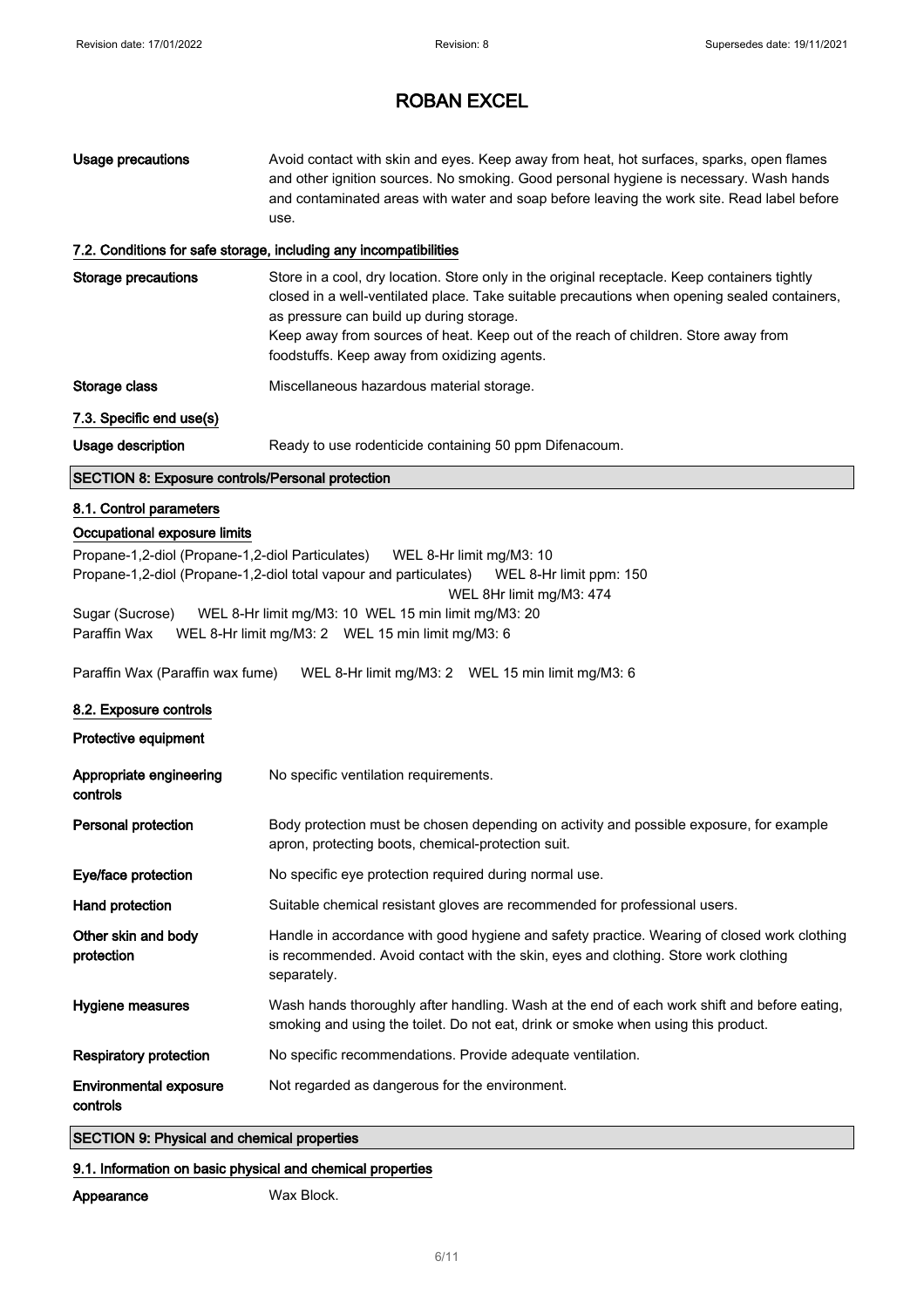# ROBAN EXCEL

| | |
|---|---|
| **Usage precautions** | Avoid contact with skin and eyes. Keep away from heat, hot surfaces, sparks, open flames and other ignition sources. No smoking. Good personal hygiene is necessary. Wash hands and contaminated areas with water and soap before leaving the work site. Read label before use. |

### 7.2. Conditions for safe storage, including any incompatibilities

| | |
|---|---|
| **Storage precautions** | Store in a cool, dry location. Store only in the original receptacle. Keep containers tightly closed in a well-ventilated place. Take suitable precautions when opening sealed containers, as pressure can build up during storage.<br>Keep away from sources of heat. Keep out of the reach of children. Store away from foodstuffs. Keep away from oxidizing agents. |
| **Storage class** | Miscellaneous hazardous material storage. |

### 7.3. Specific end use(s)

| | |
|---|---|
| **Usage description** | Ready to use rodenticide containing 50 ppm Difenacoum. |

## SECTION 8: Exposure controls/Personal protection

### 8.1. Control parameters

**Occupational exposure limits**

Propane-1,2-diol (Propane-1,2-diol Particulates) WEL 8-Hr limit mg/M3: 10

Propane-1,2-diol (Propane-1,2-diol total vapour and particulates) WEL 8-Hr limit ppm: 150 WEL 8Hr limit mg/M3: 474

Sugar (Sucrose) WEL 8-Hr limit mg/M3: 10 WEL 15 min limit mg/M3: 20

Paraffin Wax WEL 8-Hr limit mg/M3: 2 WEL 15 min limit mg/M3: 6

Paraffin Wax (Paraffin wax fume) WEL 8-Hr limit mg/M3: 2 WEL 15 min limit mg/M3: 6

### 8.2. Exposure controls

**Protective equipment**

| | |
|---|---|
| **Appropriate engineering controls** | No specific ventilation requirements. |
| **Personal protection** | Body protection must be chosen depending on activity and possible exposure, for example apron, protecting boots, chemical-protection suit. |
| **Eye/face protection** | No specific eye protection required during normal use. |
| **Hand protection** | Suitable chemical resistant gloves are recommended for professional users. |
| **Other skin and body protection** | Handle in accordance with good hygiene and safety practice. Wearing of closed work clothing is recommended. Avoid contact with the skin, eyes and clothing. Store work clothing separately. |
| **Hygiene measures** | Wash hands thoroughly after handling. Wash at the end of each work shift and before eating, smoking and using the toilet. Do not eat, drink or smoke when using this product. |
| **Respiratory protection** | No specific recommendations. Provide adequate ventilation. |
| **Environmental exposure controls** | Not regarded as dangerous for the environment. |

## SECTION 9: Physical and chemical properties

### 9.1. Information on basic physical and chemical properties

| | |
|---|---|
| **Appearance** | Wax Block. |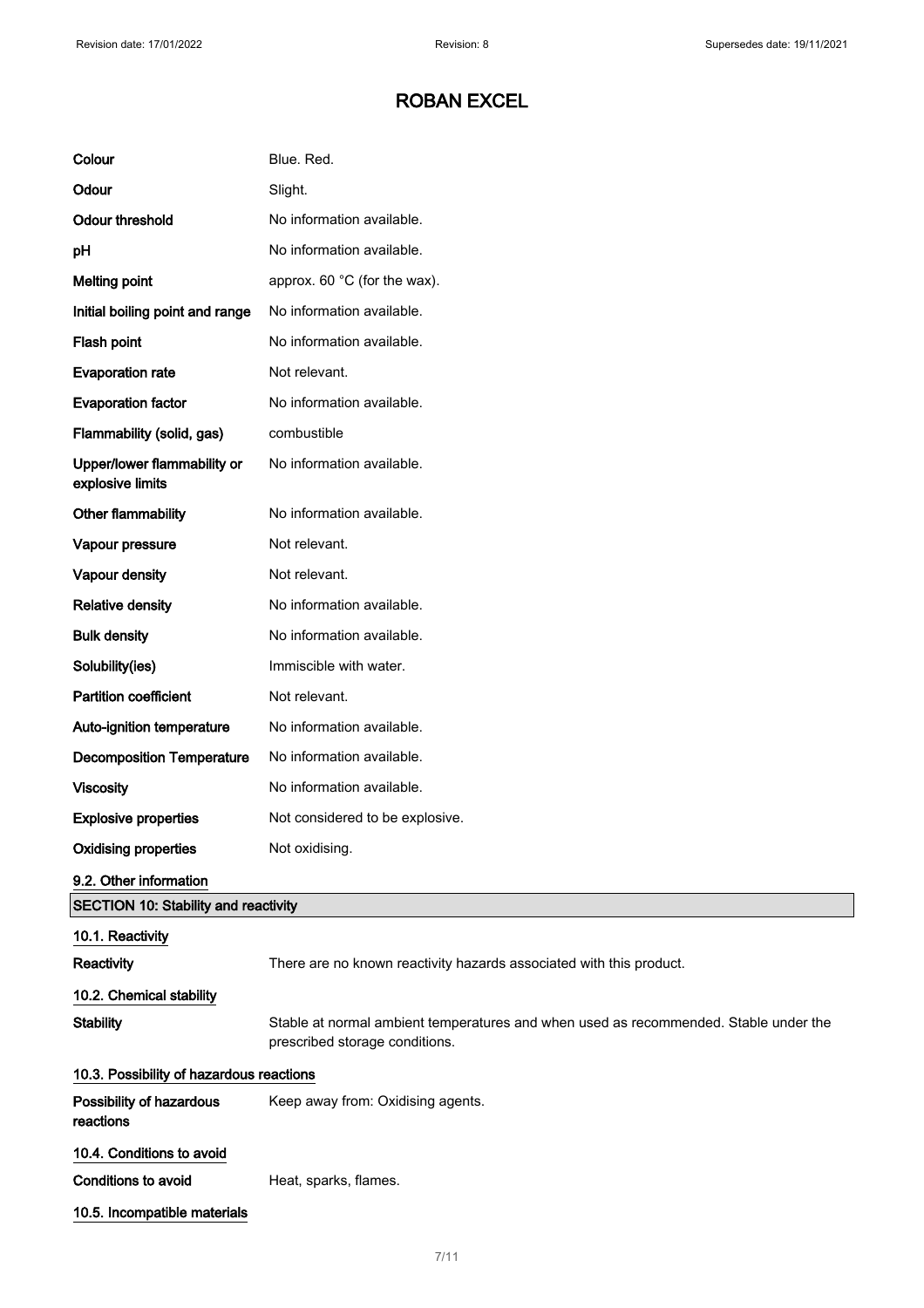# ROBAN EXCEL

| | |
|---|---|
| **Colour** | Blue. Red. |
| **Odour** | Slight. |
| **Odour threshold** | No information available. |
| **pH** | No information available. |
| **Melting point** | approx. 60 °C (for the wax). |
| **Initial boiling point and range** | No information available. |
| **Flash point** | No information available. |
| **Evaporation rate** | Not relevant. |
| **Evaporation factor** | No information available. |
| **Flammability (solid, gas)** | combustible |
| **Upper/lower flammability or explosive limits** | No information available. |
| **Other flammability** | No information available. |
| **Vapour pressure** | Not relevant. |
| **Vapour density** | Not relevant. |
| **Relative density** | No information available. |
| **Bulk density** | No information available. |
| **Solubility(ies)** | Immiscible with water. |
| **Partition coefficient** | Not relevant. |
| **Auto-ignition temperature** | No information available. |
| **Decomposition Temperature** | No information available. |
| **Viscosity** | No information available. |
| **Explosive properties** | Not considered to be explosive. |
| **Oxidising properties** | Not oxidising. |

### 9.2. Other information

## SECTION 10: Stability and reactivity

### 10.1. Reactivity

**Reactivity** There are no known reactivity hazards associated with this product.

### 10.2. Chemical stability

**Stability** Stable at normal ambient temperatures and when used as recommended. Stable under the prescribed storage conditions.

### 10.3. Possibility of hazardous reactions

**Possibility of hazardous reactions** Keep away from: Oxidising agents.

### 10.4. Conditions to avoid

**Conditions to avoid** Heat, sparks, flames.

### 10.5. Incompatible materials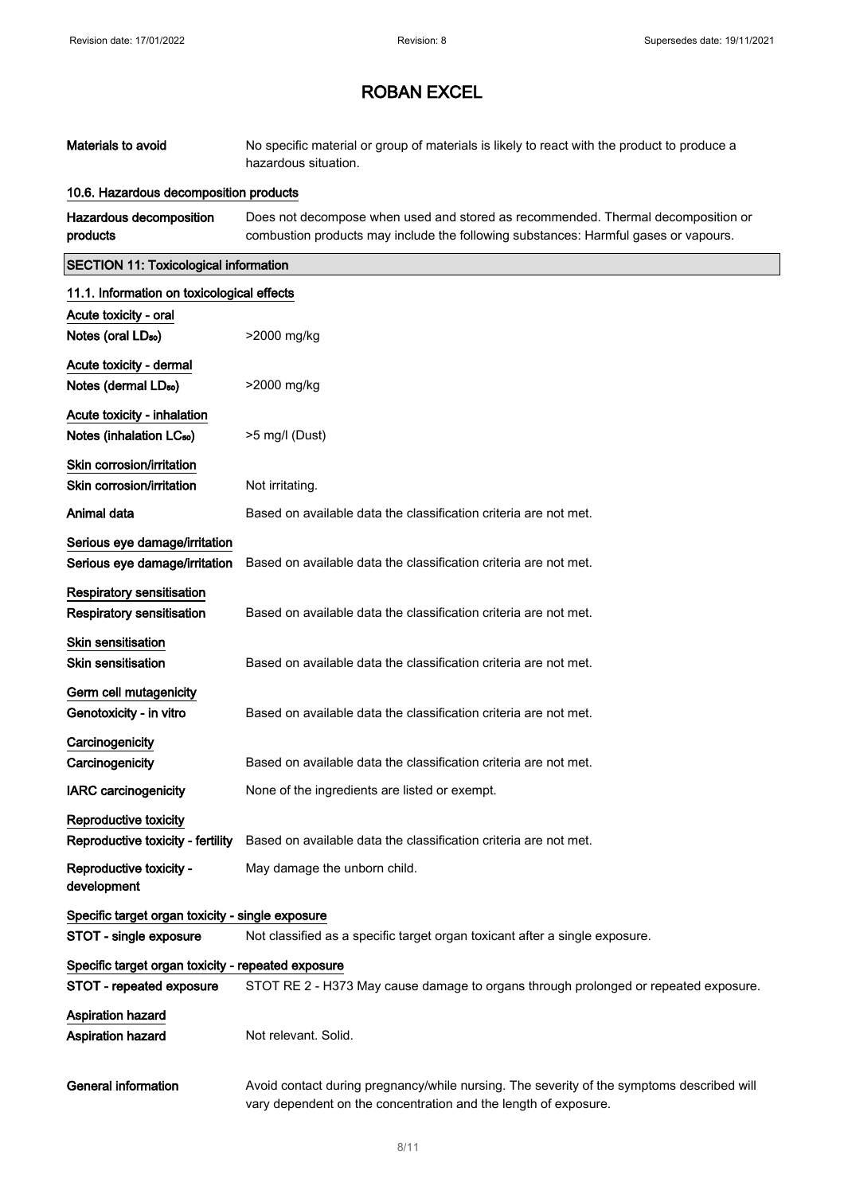# ROBAN EXCEL

**Materials to avoid** No specific material or group of materials is likely to react with the product to produce a hazardous situation.

### 10.6. Hazardous decomposition products

**Hazardous decomposition products** Does not decompose when used and stored as recommended. Thermal decomposition or combustion products may include the following substances: Harmful gases or vapours.

## SECTION 11: Toxicological information

### 11.1. Information on toxicological effects

**Acute toxicity - oral**

**Notes (oral $LD_{50}$)** >2000 mg/kg

**Acute toxicity - dermal**

**Notes (dermal $LD_{50}$)** >2000 mg/kg

**Acute toxicity - inhalation**

**Notes (inhalation $LC_{50}$)** >5 mg/l (Dust)

**Skin corrosion/irritation**

**Skin corrosion/irritation** Not irritating.

**Animal data** Based on available data the classification criteria are not met.

**Serious eye damage/irritation**

**Serious eye damage/irritation** Based on available data the classification criteria are not met.

**Respiratory sensitisation**

**Respiratory sensitisation** Based on available data the classification criteria are not met.

**Skin sensitisation**

**Skin sensitisation** Based on available data the classification criteria are not met.

**Germ cell mutagenicity**

**Genotoxicity - in vitro** Based on available data the classification criteria are not met.

**Carcinogenicity**

**Carcinogenicity** Based on available data the classification criteria are not met.

**IARC carcinogenicity** None of the ingredients are listed or exempt.

**Reproductive toxicity**

**Reproductive toxicity - fertility** Based on available data the classification criteria are not met.

**Reproductive toxicity - development** May damage the unborn child.

**Specific target organ toxicity - single exposure**

**STOT - single exposure** Not classified as a specific target organ toxicant after a single exposure.

**Specific target organ toxicity - repeated exposure**

**STOT - repeated exposure** STOT RE 2 - H373 May cause damage to organs through prolonged or repeated exposure.

**Aspiration hazard**

**Aspiration hazard** Not relevant. Solid.

**General information** Avoid contact during pregnancy/while nursing. The severity of the symptoms described will vary dependent on the concentration and the length of exposure.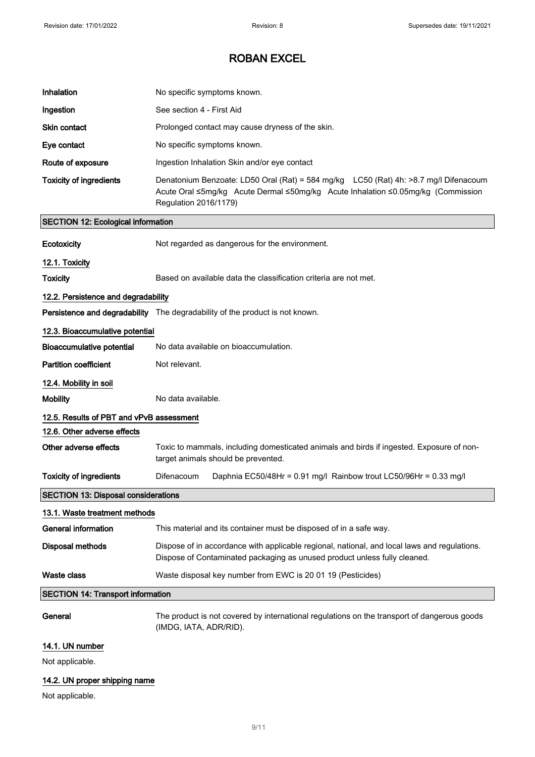# ROBAN EXCEL

| | |
|---|---|
| **Inhalation** | No specific symptoms known. |
| **Ingestion** | See section 4 - First Aid |
| **Skin contact** | Prolonged contact may cause dryness of the skin. |
| **Eye contact** | No specific symptoms known. |
| **Route of exposure** | Ingestion Inhalation Skin and/or eye contact |
| **Toxicity of ingredients** | Denatonium Benzoate: LD50 Oral (Rat) = 584 mg/kg LC50 (Rat) 4h: >8.7 mg/l Difenacoum Acute Oral ≤5mg/kg Acute Dermal ≤50mg/kg Acute Inhalation ≤0.05mg/kg (Commission Regulation 2016/1179) |

## SECTION 12: Ecological information

| | |
|---|---|
| **Ecotoxicity** | Not regarded as dangerous for the environment. |

### 12.1. Toxicity

| | |
|---|---|
| **Toxicity** | Based on available data the classification criteria are not met. |

### 12.2. Persistence and degradability

| | |
|---|---|
| **Persistence and degradability** | The degradability of the product is not known. |

### 12.3. Bioaccumulative potential

| | |
|---|---|
| **Bioaccumulative potential** | No data available on bioaccumulation. |
| **Partition coefficient** | Not relevant. |

### 12.4. Mobility in soil

| | |
|---|---|
| **Mobility** | No data available. |

### 12.5. Results of PBT and vPvB assessment

### 12.6. Other adverse effects

| | |
|---|---|
| **Other adverse effects** | Toxic to mammals, including domesticated animals and birds if ingested. Exposure of non-target animals should be prevented. |
| **Toxicity of ingredients** | Difenacoum Daphnia EC50/48Hr = 0.91 mg/l Rainbow trout LC50/96Hr = 0.33 mg/l |

## SECTION 13: Disposal considerations

### 13.1. Waste treatment methods

| | |
|---|---|
| **General information** | This material and its container must be disposed of in a safe way. |
| **Disposal methods** | Dispose of in accordance with applicable regional, national, and local laws and regulations. Dispose of Contaminated packaging as unused product unless fully cleaned. |
| **Waste class** | Waste disposal key number from EWC is 20 01 19 (Pesticides) |

## SECTION 14: Transport information

| | |
|---|---|
| **General** | The product is not covered by international regulations on the transport of dangerous goods (IMDG, IATA, ADR/RID). |

### 14.1. UN number

Not applicable.

### 14.2. UN proper shipping name

Not applicable.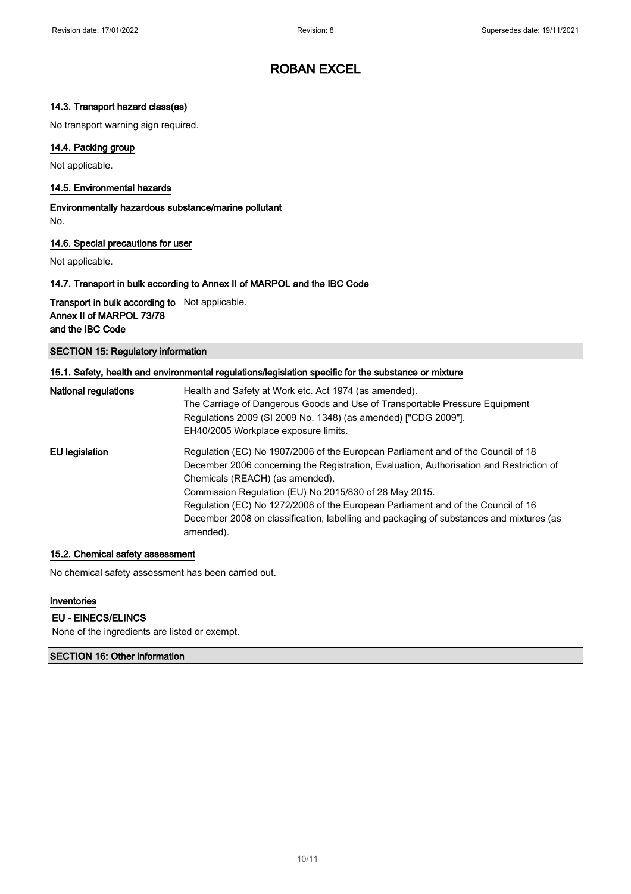### 14.3. Transport hazard class(es)

No transport warning sign required.

### 14.4. Packing group

Not applicable.

### 14.5. Environmental hazards

**Environmentally hazardous substance/marine pollutant**

No.

### 14.6. Special precautions for user

Not applicable.

### 14.7. Transport in bulk according to Annex II of MARPOL and the IBC Code

| | |
|---|---|
| **Transport in bulk according to Annex II of MARPOL 73/78 and the IBC Code** | Not applicable. |

## SECTION 15: Regulatory information

### 15.1. Safety, health and environmental regulations/legislation specific for the substance or mixture

| | |
|---|---|
| **National regulations** | Health and Safety at Work etc. Act 1974 (as amended).<br>The Carriage of Dangerous Goods and Use of Transportable Pressure Equipment Regulations 2009 (SI 2009 No. 1348) (as amended) ["CDG 2009"].<br>EH40/2005 Workplace exposure limits. |
| **EU legislation** | Regulation (EC) No 1907/2006 of the European Parliament and of the Council of 18 December 2006 concerning the Registration, Evaluation, Authorisation and Restriction of Chemicals (REACH) (as amended).<br>Commission Regulation (EU) No 2015/830 of 28 May 2015.<br>Regulation (EC) No 1272/2008 of the European Parliament and of the Council of 16 December 2008 on classification, labelling and packaging of substances and mixtures (as amended). |

### 15.2. Chemical safety assessment

No chemical safety assessment has been carried out.

### Inventories

**EU - EINECS/ELINCS**

None of the ingredients are listed or exempt.

## SECTION 16: Other information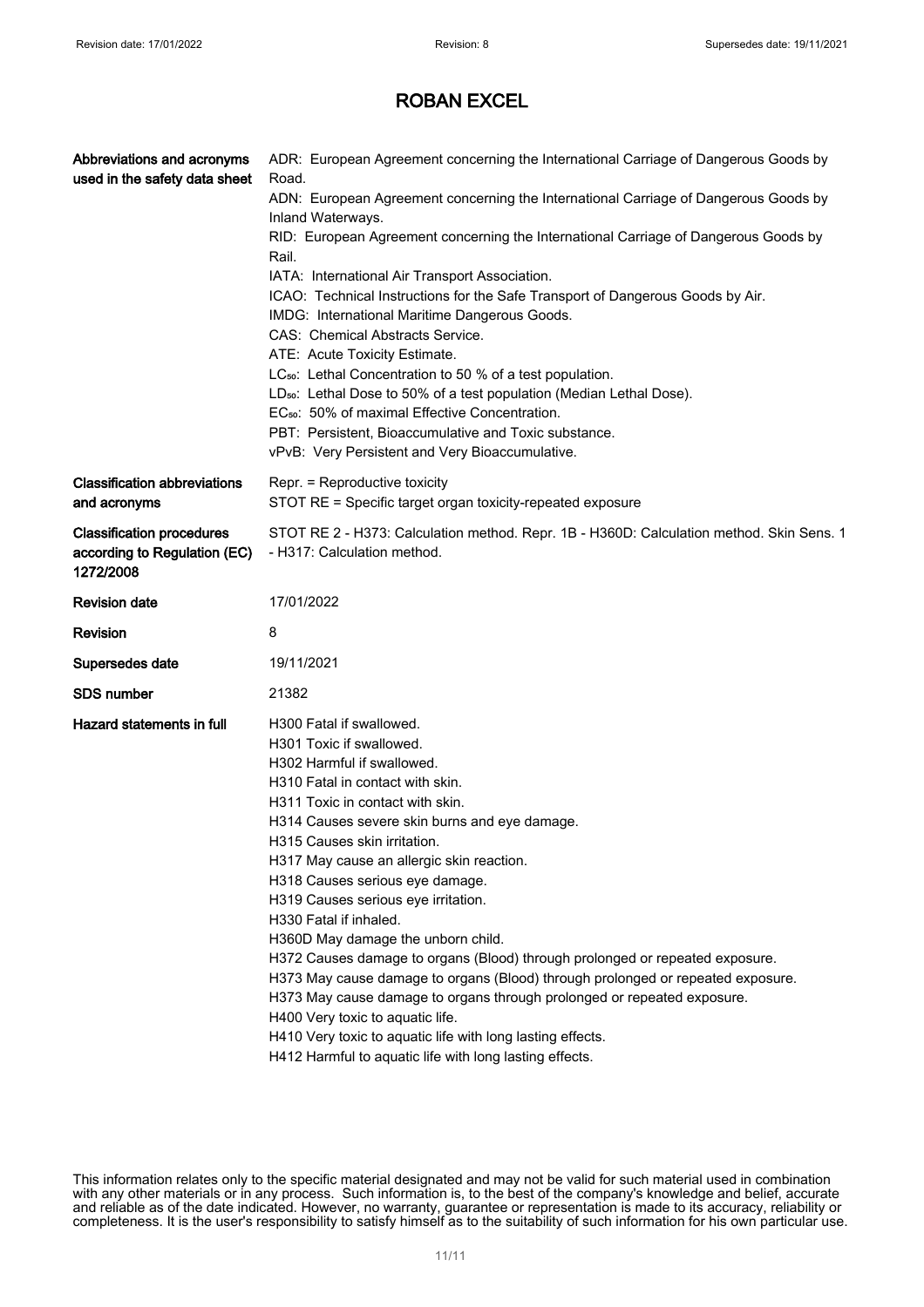# ROBAN EXCEL

| | |
|---|---|
| **Abbreviations and acronyms used in the safety data sheet** | ADR: European Agreement concerning the International Carriage of Dangerous Goods by Road.<br>ADN: European Agreement concerning the International Carriage of Dangerous Goods by Inland Waterways.<br>RID: European Agreement concerning the International Carriage of Dangerous Goods by Rail.<br>IATA: International Air Transport Association.<br>ICAO: Technical Instructions for the Safe Transport of Dangerous Goods by Air.<br>IMDG: International Maritime Dangerous Goods.<br>CAS: Chemical Abstracts Service.<br>ATE: Acute Toxicity Estimate.<br>$LC_{50}$: Lethal Concentration to 50 % of a test population.<br>$LD_{50}$: Lethal Dose to 50% of a test population (Median Lethal Dose).<br>$EC_{50}$: 50% of maximal Effective Concentration.<br>PBT: Persistent, Bioaccumulative and Toxic substance.<br>vPvB: Very Persistent and Very Bioaccumulative. |
| **Classification abbreviations and acronyms** | Repr. = Reproductive toxicity<br>STOT RE = Specific target organ toxicity-repeated exposure |
| **Classification procedures according to Regulation (EC) 1272/2008** | STOT RE 2 - H373: Calculation method. Repr. 1B - H360D: Calculation method. Skin Sens. 1 - H317: Calculation method. |
| **Revision date** | 17/01/2022 |
| **Revision** | 8 |
| **Supersedes date** | 19/11/2021 |
| **SDS number** | 21382 |
| **Hazard statements in full** | H300 Fatal if swallowed.<br>H301 Toxic if swallowed.<br>H302 Harmful if swallowed.<br>H310 Fatal in contact with skin.<br>H311 Toxic in contact with skin.<br>H314 Causes severe skin burns and eye damage.<br>H315 Causes skin irritation.<br>H317 May cause an allergic skin reaction.<br>H318 Causes serious eye damage.<br>H319 Causes serious eye irritation.<br>H330 Fatal if inhaled.<br>H360D May damage the unborn child.<br>H372 Causes damage to organs (Blood) through prolonged or repeated exposure.<br>H373 May cause damage to organs (Blood) through prolonged or repeated exposure.<br>H373 May cause damage to organs through prolonged or repeated exposure.<br>H400 Very toxic to aquatic life.<br>H410 Very toxic to aquatic life with long lasting effects.<br>H412 Harmful to aquatic life with long lasting effects. |

This information relates only to the specific material designated and may not be valid for such material used in combination with any other materials or in any process. Such information is, to the best of the company's knowledge and belief, accurate and reliable as of the date indicated. However, no warranty, guarantee or representation is made to its accuracy, reliability or completeness. It is the user's responsibility to satisfy himself as to the suitability of such information for his own particular use.